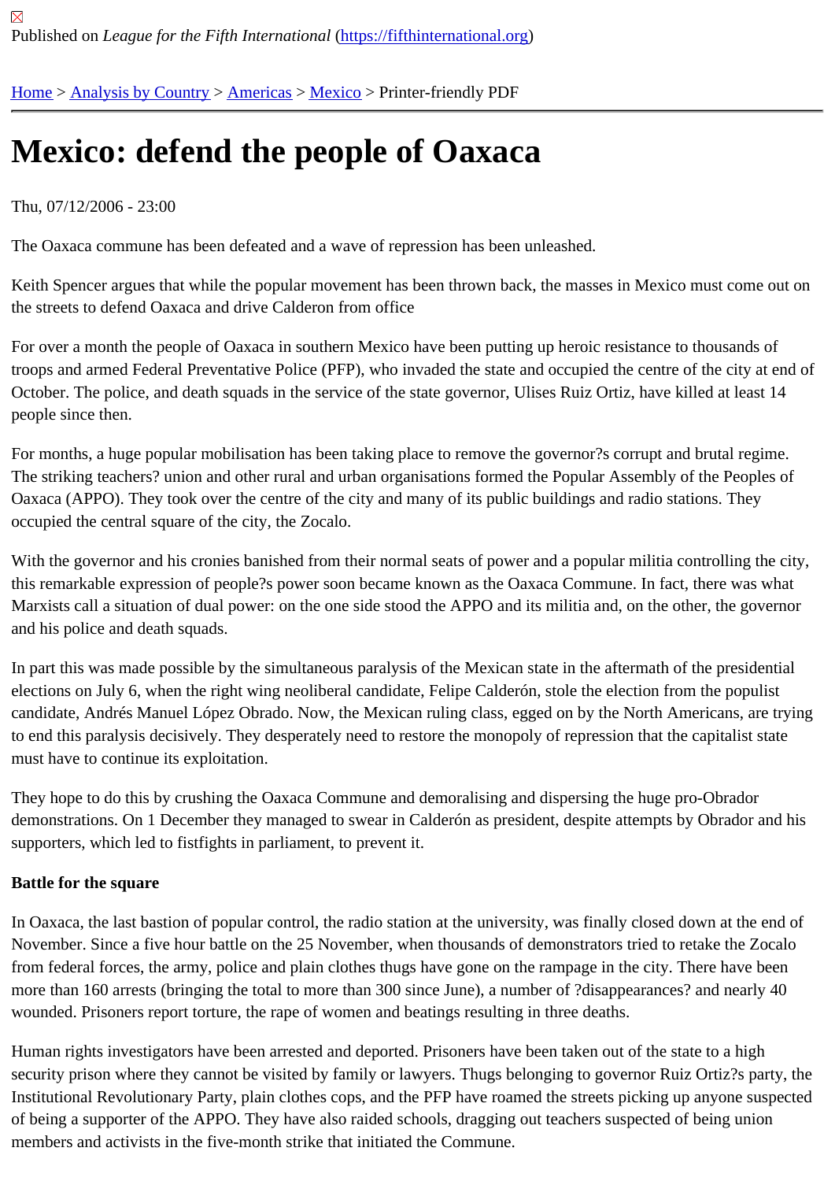Published on *League for the Fifth International* (https://fifthinternational.org)

Home > Analysis by Country > Americas > Mexico > Printer-friendly PDF

# Mexico: defend the people of Oaxaca

Thu, 07/12/2006 - 23:00

The Oaxaca commune has been defeated and a wave of repression has been unleashed.

Keith Spencer argues that while the popular movement has been thrown back, the masses in Mexico must come out on the streets to defend Oaxaca and drive Calderon from office

For over a month the people of Oaxaca in southern Mexico have been putting up heroic resistance to thousands of troops and armed Federal Preventative Police (PFP), who invaded the state and occupied the centre of the city at end of October. The police, and death squads in the service of the state governor, Ulises Ruiz Ortiz, have killed at least 14 people since then.

For months, a huge popular mobilisation has been taking place to remove the governor?s corrupt and brutal regime. The striking teachers? union and other rural and urban organisations formed the Popular Assembly of the Peoples of Oaxaca (APPO). They took over the centre of the city and many of its public buildings and radio stations. They occupied the central square of the city, the Zocalo.

With the governor and his cronies banished from their normal seats of power and a popular militia controlling the city, this remarkable expression of people?s power soon became known as the Oaxaca Commune. In fact, there was what Marxists call a situation of dual power: on the one side stood the APPO and its militia and, on the other, the governor and his police and death squads.

In part this was made possible by the simultaneous paralysis of the Mexican state in the aftermath of the presidential elections on July 6, when the right wing neoliberal candidate, Felipe Calderón, stole the election from the populist candidate, Andrés Manuel López Obrado. Now, the Mexican ruling class, egged on by the North Americans, are trying to end this paralysis decisively. They desperately need to restore the monopoly of repression that the capitalist state must have to continue its exploitation.

They hope to do this by crushing the Oaxaca Commune and demoralising and dispersing the huge pro-Obrador demonstrations. On 1 December they managed to swear in Calderón as president, despite attempts by Obrador and his supporters, which led to fistfights in parliament, to prevent it.

**Battle for the square**

In Oaxaca, the last bastion of popular control, the radio station at the university, was finally closed down at the end of November. Since a five hour battle on the 25 November, when thousands of demonstrators tried to retake the Zocalo from federal forces, the army, police and plain clothes thugs have gone on the rampage in the city. There have been more than 160 arrests (bringing the total to more than 300 since June), a number of ?disappearances? and nearly 40 wounded. Prisoners report torture, the rape of women and beatings resulting in three deaths.

Human rights investigators have been arrested and deported. Prisoners have been taken out of the state to a high security prison where they cannot be visited by family or lawyers. Thugs belonging to governor Ruiz Ortiz?s party, the Institutional Revolutionary Party, plain clothes cops, and the PFP have roamed the streets picking up anyone suspected of being a supporter of the APPO. They have also raided schools, dragging out teachers suspected of being union members and activists in the five-month strike that initiated the Commune.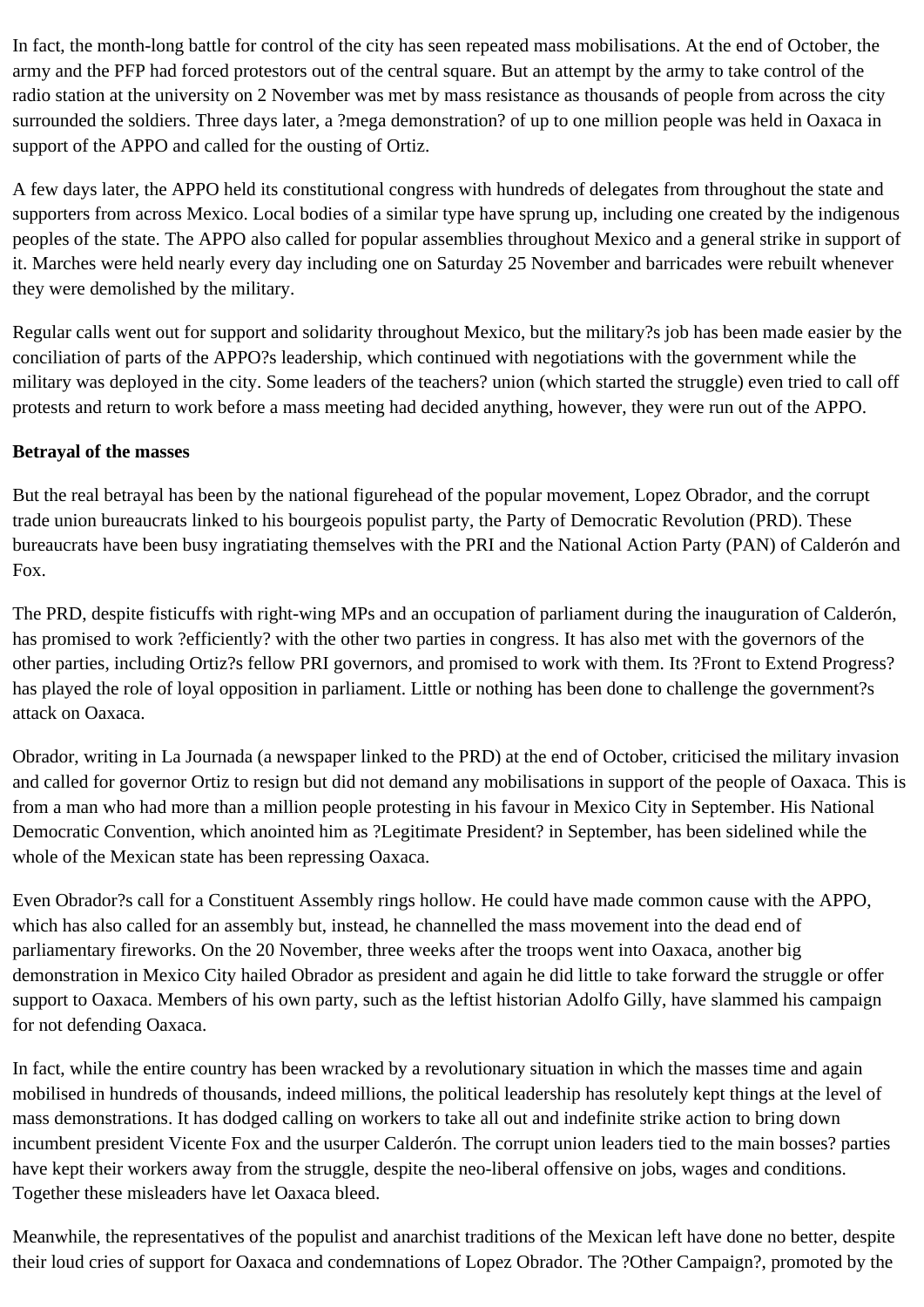In fact, the month-long battle for control of the city has seen repeated mass mobilisations. At the end of October, the army and the PFP had forced protestors out of the central square. But an attempt by the army to take control of the radio station at the university on 2 November was met by mass resistance as thousands of people from across the city surrounded the soldiers. Three days later, a ?mega demonstration? of up to one million people was held in Oaxaca in support of the APPO and called for the ousting of Ortiz.

A few days later, the APPO held its constitutional congress with hundreds of delegates from throughout the state and supporters from across Mexico. Local bodies of a similar type have sprung up, including one created by the indigenous peoples of the state. The APPO also called for popular assemblies throughout Mexico and a general strike in support of it. Marches were held nearly every day including one on Saturday 25 November and barricades were rebuilt whenever they were demolished by the military.

Regular calls went out for support and solidarity throughout Mexico, but the military?s job has been made easier by the conciliation of parts of the APPO?s leadership, which continued with negotiations with the government while the military was deployed in the city. Some leaders of the teachers? union (which started the struggle) even tried to call off protests and return to work before a mass meeting had decided anything, however, they were run out of the APPO.

**Betrayal of the masses**

But the real betrayal has been by the national figurehead of the popular movement, Lopez Obrador, and the corrupt trade union bureaucrats linked to his bourgeois populist party, the Party of Democratic Revolution (PRD). These bureaucrats have been busy ingratiating themselves with the PRI and the National Action Party (PAN) of Calderón and Fox.

The PRD, despite fisticuffs with right-wing MPs and an occupation of parliament during the inauguration of Calderón, has promised to work ?efficiently? with the other two parties in congress. It has also met with the governors of the other parties, including Ortiz?s fellow PRI governors, and promised to work with them. Its ?Front to Extend Progress? has played the role of loyal opposition in parliament. Little or nothing has been done to challenge the government?s attack on Oaxaca.

Obrador, writing in La Journada (a newspaper linked to the PRD) at the end of October, criticised the military invasion and called for governor Ortiz to resign but did not demand any mobilisations in support of the people of Oaxaca. This is from a man who had more than a million people protesting in his favour in Mexico City in September. His National Democratic Convention, which anointed him as ?Legitimate President? in September, has been sidelined while the whole of the Mexican state has been repressing Oaxaca.

Even Obrador?s call for a Constituent Assembly rings hollow. He could have made common cause with the APPO, which has also called for an assembly but, instead, he channelled the mass movement into the dead end of parliamentary fireworks. On the 20 November, three weeks after the troops went into Oaxaca, another big demonstration in Mexico City hailed Obrador as president and again he did little to take forward the struggle or offer support to Oaxaca. Members of his own party, such as the leftist historian Adolfo Gilly, have slammed his campaign for not defending Oaxaca.

In fact, while the entire country has been wracked by a revolutionary situation in which the masses time and again mobilised in hundreds of thousands, indeed millions, the political leadership has resolutely kept things at the level of mass demonstrations. It has dodged calling on workers to take all out and indefinite strike action to bring down incumbent president Vicente Fox and the usurper Calderón. The corrupt union leaders tied to the main bosses? parties have kept their workers away from the struggle, despite the neo-liberal offensive on jobs, wages and conditions. Together these misleaders have let Oaxaca bleed.

Meanwhile, the representatives of the populist and anarchist traditions of the Mexican left have done no better, despite their loud cries of support for Oaxaca and condemnations of Lopez Obrador. The ?Other Campaign?, promoted by the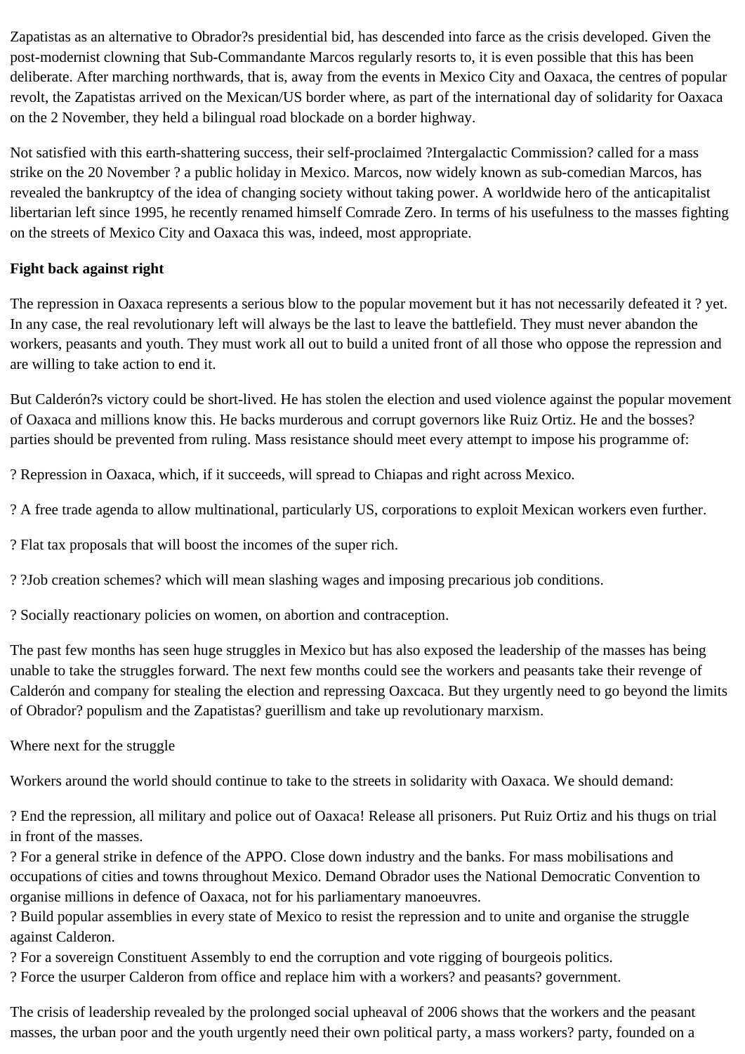Zapatistas as an alternative to Obrador?s presidential bid, has descended into farce as the crisis developed. Given the post-modernist clowning that Sub-Commandante Marcos regularly resorts to, it is even possible that this has been deliberate. After marching northwards, that is, away from the events in Mexico City and Oaxaca, the centres of popular revolt, the Zapatistas arrived on the Mexican/US border where, as part of the international day of solidarity for Oaxaca on the 2 November, they held a bilingual road blockade on a border highway.

Not satisfied with this earth-shattering success, their self-proclaimed ?Intergalactic Commission? called for a mass strike on the 20 November ? a public holiday in Mexico. Marcos, now widely known as sub-comedian Marcos, has revealed the bankruptcy of the idea of changing society without taking power. A worldwide hero of the anticapitalist libertarian left since 1995, he recently renamed himself Comrade Zero. In terms of his usefulness to the masses fighting on the streets of Mexico City and Oaxaca this was, indeed, most appropriate.

**Fight back against right**

The repression in Oaxaca represents a serious blow to the popular movement but it has not necessarily defeated it ? yet. In any case, the real revolutionary left will always be the last to leave the battlefield. They must never abandon the workers, peasants and youth. They must work all out to build a united front of all those who oppose the repression and are willing to take action to end it.

But Calderón?s victory could be short-lived. He has stolen the election and used violence against the popular movement of Oaxaca and millions know this. He backs murderous and corrupt governors like Ruiz Ortiz. He and the bosses? parties should be prevented from ruling. Mass resistance should meet every attempt to impose his programme of:

? Repression in Oaxaca, which, if it succeeds, will spread to Chiapas and right across Mexico.

? A free trade agenda to allow multinational, particularly US, corporations to exploit Mexican workers even further.

? Flat tax proposals that will boost the incomes of the super rich.

? ?Job creation schemes? which will mean slashing wages and imposing precarious job conditions.

? Socially reactionary policies on women, on abortion and contraception.

The past few months has seen huge struggles in Mexico but has also exposed the leadership of the masses has being unable to take the struggles forward. The next few months could see the workers and peasants take their revenge of Calderón and company for stealing the election and repressing Oaxcaca. But they urgently need to go beyond the limits of Obrador? populism and the Zapatistas? guerillism and take up revolutionary marxism.

Where next for the struggle

Workers around the world should continue to take to the streets in solidarity with Oaxaca. We should demand:

? End the repression, all military and police out of Oaxaca! Release all prisoners. Put Ruiz Ortiz and his thugs on trial in front of the masses.
? For a general strike in defence of the APPO. Close down industry and the banks. For mass mobilisations and occupations of cities and towns throughout Mexico. Demand Obrador uses the National Democratic Convention to organise millions in defence of Oaxaca, not for his parliamentary manoeuvres.
? Build popular assemblies in every state of Mexico to resist the repression and to unite and organise the struggle against Calderon.
? For a sovereign Constituent Assembly to end the corruption and vote rigging of bourgeois politics.
? Force the usurper Calderon from office and replace him with a workers? and peasants? government.

The crisis of leadership revealed by the prolonged social upheaval of 2006 shows that the workers and the peasant masses, the urban poor and the youth urgently need their own political party, a mass workers? party, founded on a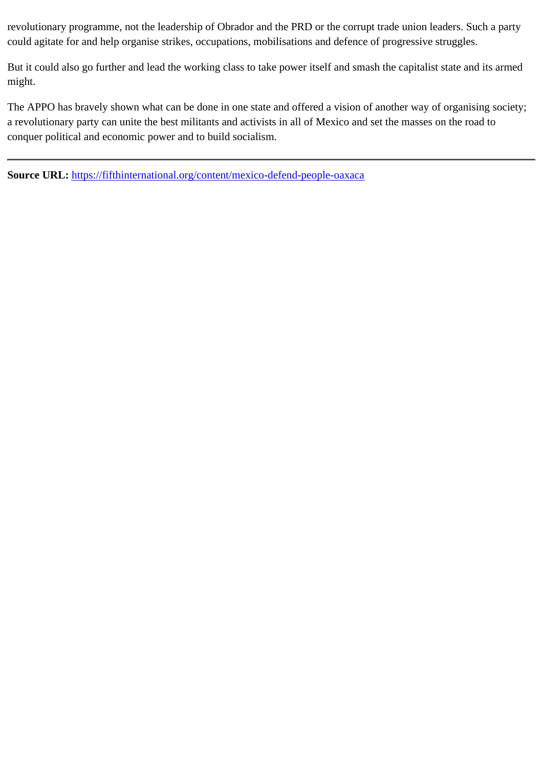revolutionary programme, not the leadership of Obrador and the PRD or the corrupt trade union leaders. Such a party could agitate for and help organise strikes, occupations, mobilisations and defence of progressive struggles.

But it could also go further and lead the working class to take power itself and smash the capitalist state and its armed might.

The APPO has bravely shown what can be done in one state and offered a vision of another way of organising society; a revolutionary party can unite the best militants and activists in all of Mexico and set the masses on the road to conquer political and economic power and to build socialism.

---

**Source URL:** https://fifthinternational.org/content/mexico-defend-people-oaxaca